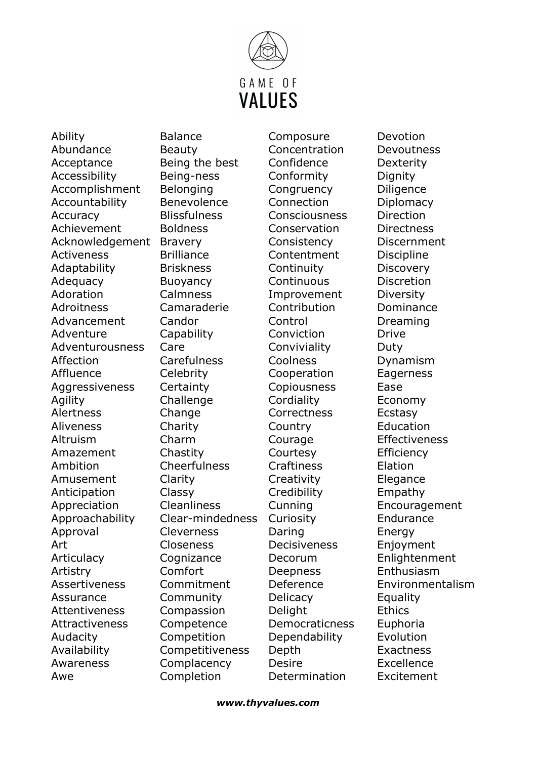# GAME OF VALUES

Ability
Abundance
Acceptance
Accessibility
Accomplishment
Accountability
Accuracy
Achievement
Acknowledgement
Activeness
Adaptability
Adequacy
Adoration
Adroitness
Advancement
Adventure
Adventurousness
Affection
Affluence
Aggressiveness
Agility
Alertness
Aliveness
Altruism
Amazement
Ambition
Amusement
Anticipation
Appreciation
Approachability
Approval
Art
Articulacy
Artistry
Assertiveness
Assurance
Attentiveness
Attractiveness
Audacity
Availability
Awareness
Awe

Balance
Beauty
Being the best
Being-ness
Belonging
Benevolence
Blissfulness
Boldness
Bravery
Brilliance
Briskness
Buoyancy
Calmness
Camaraderie
Candor
Capability
Care
Carefulness
Celebrity
Certainty
Challenge
Change
Charity
Charm
Chastity
Cheerfulness
Clarity
Classy
Cleanliness
Clear-mindedness
Cleverness
Closeness
Cognizance
Comfort
Commitment
Community
Compassion
Competence
Competition
Competitiveness
Complacency
Completion

Composure
Concentration
Confidence
Conformity
Congruency
Connection
Consciousness
Conservation
Consistency
Contentment
Continuity
Continuous Improvement
Contribution
Control
Conviction
Conviviality
Coolness
Cooperation
Copiousness
Cordiality
Correctness
Country
Courage
Courtesy
Craftiness
Creativity
Credibility
Cunning
Curiosity
Daring
Decisiveness
Decorum
Deepness
Deference
Delicacy
Delight
Democraticness
Dependability
Depth
Desire
Determination

Devotion
Devoutness
Dexterity
Dignity
Diligence
Diplomacy
Direction
Directness
Discernment
Discipline
Discovery
Discretion
Diversity
Dominance
Dreaming
Drive
Duty
Dynamism
Eagerness
Ease
Economy
Ecstasy
Education
Effectiveness
Efficiency
Elation
Elegance
Empathy
Encouragement
Endurance
Energy
Enjoyment
Enlightenment
Enthusiasm
Environmentalism
Equality
Ethics
Euphoria
Evolution
Exactness
Excellence
Excitement

***www.thyvalues.com***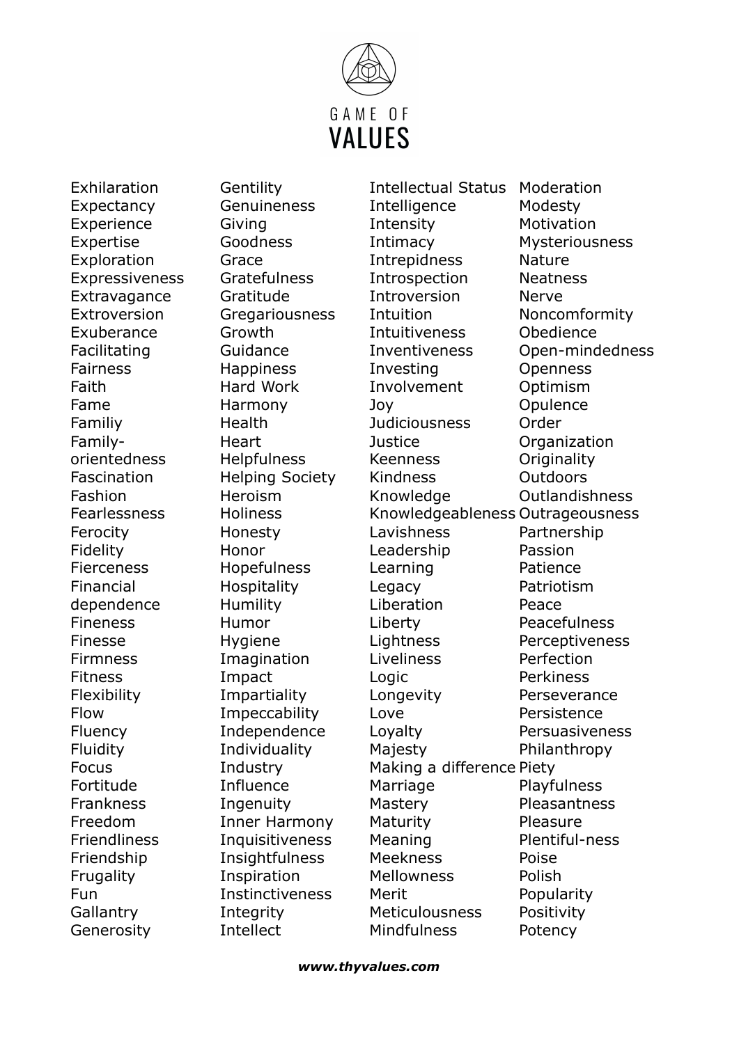GAME OF

# VALUES

- Exhilaration
- Expectancy
- Experience
- Expertise
- Exploration
- Expressiveness
- Extravagance
- Extroversion
- Exuberance
- Facilitating
- Fairness
- Faith
- Fame
- Familiy
- Family-orientedness
- Fascination
- Fashion
- Fearlessness
- Ferocity
- Fidelity
- Fierceness
- Financial dependence
- Fineness
- Finesse
- Firmness
- Fitness
- Flexibility
- Flow
- Fluency
- Fluidity
- Focus
- Fortitude
- Frankness
- Freedom
- Friendliness
- Friendship
- Frugality
- Fun
- Gallantry
- Generosity
- Gentility
- Genuineness
- Giving
- Goodness
- Grace
- Gratefulness
- Gratitude
- Gregariousness
- Growth
- Guidance
- Happiness
- Hard Work
- Harmony
- Health
- Heart
- Helpfulness
- Helping Society
- Heroism
- Holiness
- Honesty
- Honor
- Hopefulness
- Hospitality
- Humility
- Humor
- Hygiene
- Imagination
- Impact
- Impartiality
- Impeccability
- Independence
- Individuality
- Industry
- Influence
- Ingenuity
- Inner Harmony
- Inquisitiveness
- Insightfulness
- Inspiration
- Instinctiveness
- Integrity
- Intellect
- Intellectual Status
- Intelligence
- Intensity
- Intimacy
- Intrepidness
- Introspection
- Introversion
- Intuition
- Intuitiveness
- Inventiveness
- Investing
- Involvement
- Joy
- Judiciousness
- Justice
- Keenness
- Kindness
- Knowledge
- Knowledgeableness
- Lavishness
- Leadership
- Learning
- Legacy
- Liberation
- Liberty
- Lightness
- Liveliness
- Logic
- Longevity
- Love
- Loyalty
- Majesty
- Making a difference
- Marriage
- Mastery
- Maturity
- Meaning
- Meekness
- Mellowness
- Merit
- Meticulousness
- Mindfulness
- Moderation
- Modesty
- Motivation
- Mysteriousness
- Nature
- Neatness
- Nerve
- Noncomformity
- Obedience
- Open-mindedness
- Openness
- Optimism
- Opulence
- Order
- Organization
- Originality
- Outdoors
- Outlandishness
- Outrageousness
- Partnership
- Passion
- Patience
- Patriotism
- Peace
- Peacefulness
- Perceptiveness
- Perfection
- Perkiness
- Perseverance
- Persistence
- Persuasiveness
- Philanthropy
- Piety
- Playfulness
- Pleasantness
- Pleasure
- Plentiful-ness
- Poise
- Polish
- Popularity
- Positivity
- Potency

***www.thyvalues.com***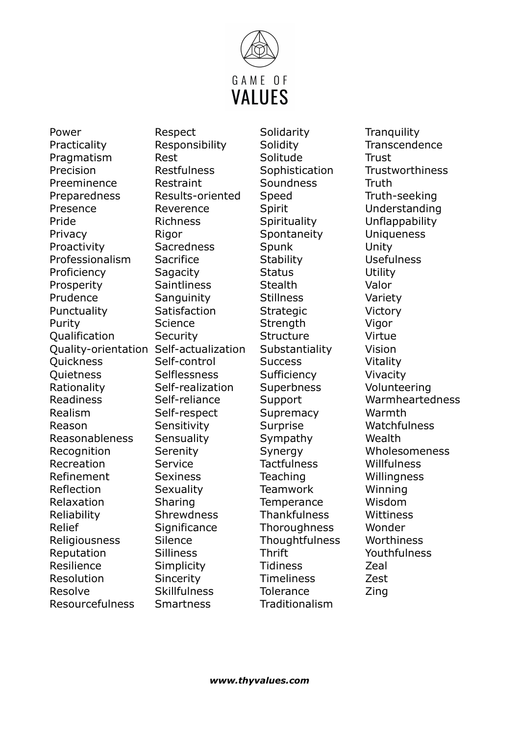# GAME OF VALUES

- Power
- Practicality
- Pragmatism
- Precision
- Preeminence
- Preparedness
- Presence
- Pride
- Privacy
- Proactivity
- Professionalism
- Proficiency
- Prosperity
- Prudence
- Punctuality
- Purity
- Qualification
- Quality-orientation
- Quickness
- Quietness
- Rationality
- Readiness
- Realism
- Reason
- Reasonableness
- Recognition
- Recreation
- Refinement
- Reflection
- Relaxation
- Reliability
- Relief
- Religiousness
- Reputation
- Resilience
- Resolution
- Resolve
- Resourcefulness
- Respect
- Responsibility
- Rest
- Restfulness
- Restraint
- Results-oriented
- Reverence
- Richness
- Rigor
- Sacredness
- Sacrifice
- Sagacity
- Saintliness
- Sanguinity
- Satisfaction
- Science
- Security
- Self-actualization
- Self-control
- Selflessness
- Self-realization
- Self-reliance
- Self-respect
- Sensitivity
- Sensuality
- Serenity
- Service
- Sexiness
- Sexuality
- Sharing
- Shrewdness
- Significance
- Silence
- Silliness
- Simplicity
- Sincerity
- Skillfulness
- Smartness
- Solidarity
- Solidity
- Solitude
- Sophistication
- Soundness
- Speed
- Spirit
- Spirituality
- Spontaneity
- Spunk
- Stability
- Status
- Stealth
- Stillness
- Strategic
- Strength
- Structure
- Substantiality
- Success
- Sufficiency
- Superbness
- Support
- Supremacy
- Surprise
- Sympathy
- Synergy
- Tactfulness
- Teaching
- Teamwork
- Temperance
- Thankfulness
- Thoroughness
- Thoughtfulness
- Thrift
- Tidiness
- Timeliness
- Tolerance
- Traditionalism
- Tranquility
- Transcendence
- Trust
- Trustworthiness
- Truth
- Truth-seeking
- Understanding
- Unflappability
- Uniqueness
- Unity
- Usefulness
- Utility
- Valor
- Variety
- Victory
- Vigor
- Virtue
- Vision
- Vitality
- Vivacity
- Volunteering
- Warmheartedness
- Warmth
- Watchfulness
- Wealth
- Wholesomeness
- Willfulness
- Willingness
- Winning
- Wisdom
- Wittiness
- Wonder
- Worthiness
- Youthfulness
- Zeal
- Zest
- Zing

***www.thyvalues.com***